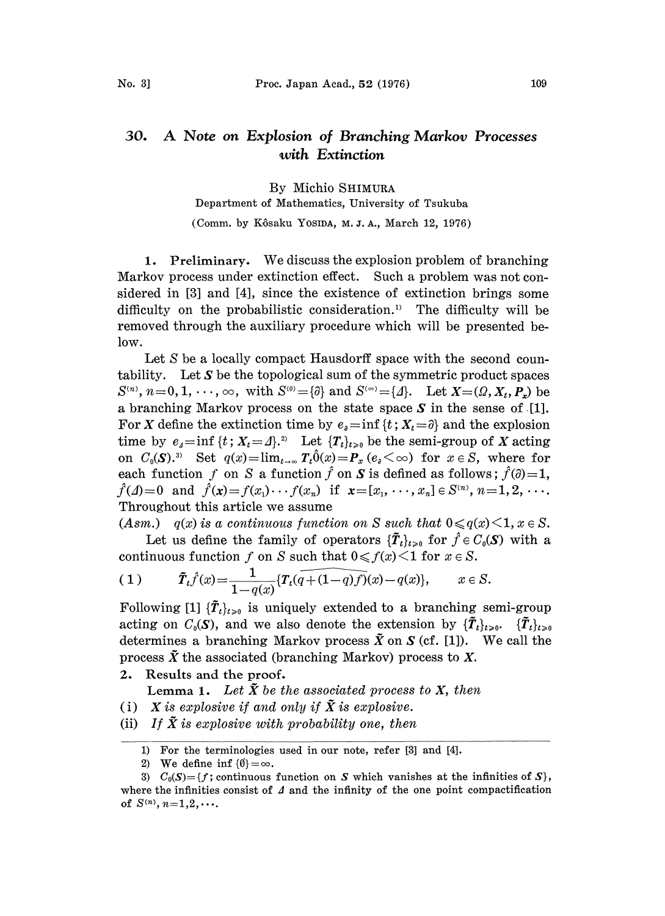# 30. A Note on Explosion of Branching Markov Processes with Extinction

By Michio SHIMURA

Department of Mathematics, University of Tsukuba

(Comm. by Kôsaku YOSIDA, M. J. A., March 12, 1976)

**1. Preliminary.** We discuss the explosion problem of branching Markov process under extinction effect. Such a problem was not considered in [3] and [4], since the existence of extinction brings some difficulty on the probabilistic consideration.[1] The difficulty will be removed through the auxiliary procedure which will be presented below.

Let $S$ be a locally compact Hausdorff space with the second countability. Let $\boldsymbol{S}$ be the topological sum of the symmetric product spaces $S^{(n)}$, $n=0,1,\cdots,\infty$, with $S^{(0)}=\{\partial\}$ and $S^{(\infty)}=\{\Delta\}$. Let $\boldsymbol{X}=(\Omega, \boldsymbol{X}_t, \boldsymbol{P}_x)$ be a branching Markov process on the state space $\boldsymbol{S}$ in the sense of [1]. For $\boldsymbol{X}$ define the extinction time by $e_\partial=\inf\{t; \boldsymbol{X}_t=\partial\}$ and the explosion time by $e_\Delta=\inf\{t; \boldsymbol{X}_t=\Delta\}$.[2] Let $\{\boldsymbol{T}_t\}_{t\geqslant 0}$ be the semi-group of $\boldsymbol{X}$ acting on $C_0(\boldsymbol{S})$.[3] Set $q(x)=\lim_{t\to\infty}\boldsymbol{T}_t\hat{0}(x)=\boldsymbol{P}_x(e_\partial<\infty)$ for $x\in S$, where for each function $f$ on $S$ a function $\hat{f}$ on $\boldsymbol{S}$ is defined as follows; $\hat{f}(\partial)=1$, $\hat{f}(\Delta)=0$ and $\hat{f}(\boldsymbol{x})=f(x_1)\cdots f(x_n)$ if $\boldsymbol{x}=[x_1,\cdots,x_n]\in S^{(n)}$, $n=1,2,\cdots$. Throughout this article we assume

(*Asm.*) *$q(x)$ is a continuous function on $S$ such that $0\leqslant q(x)<1$, $x\in S$.*

Let us define the family of operators $\{\tilde{\boldsymbol{T}}_t\}_{t\geqslant 0}$ for $\hat{f}\in C_0(\boldsymbol{S})$ with a continuous function $f$ on $S$ such that $0\leqslant f(x)<1$ for $x\in S$.

$$(1)\qquad \tilde{\boldsymbol{T}}_t\hat{f}(x)=\frac{1}{1-q(x)}\{\boldsymbol{T}_t(\widehat{q+(1-q)f})(x)-q(x)\},\qquad x\in S.$$

Following [1] $\{\tilde{\boldsymbol{T}}_t\}_{t\geqslant 0}$ is uniquely extended to a branching semi-group acting on $C_0(\boldsymbol{S})$, and we also denote the extension by $\{\tilde{\boldsymbol{T}}_t\}_{t\geqslant 0}$. $\{\tilde{\boldsymbol{T}}_t\}_{t\geqslant 0}$ determines a branching Markov process $\tilde{\boldsymbol{X}}$ on $\boldsymbol{S}$ (cf. [1]). We call the process $\tilde{\boldsymbol{X}}$ the associated (branching Markov) process to $\boldsymbol{X}$.

**2. Results and the proof.**

**Lemma 1.** *Let $\tilde{\boldsymbol{X}}$ be the associated process to $\boldsymbol{X}$, then*

(i) *$\boldsymbol{X}$ is explosive if and only if $\tilde{\boldsymbol{X}}$ is explosive.*

(ii) *If $\tilde{\boldsymbol{X}}$ is explosive with probability one, then*

---

1) For the terminologies used in our note, refer [3] and [4].

2) We define $\inf\{\emptyset\}=\infty$.

3) $C_0(\boldsymbol{S})=\{f$; continuous function on $\boldsymbol{S}$ which vanishes at the infinities of $\boldsymbol{S}\}$, where the infinities consist of $\Delta$ and the infinity of the one point compactification of $S^{(n)}$, $n=1,2,\cdots$.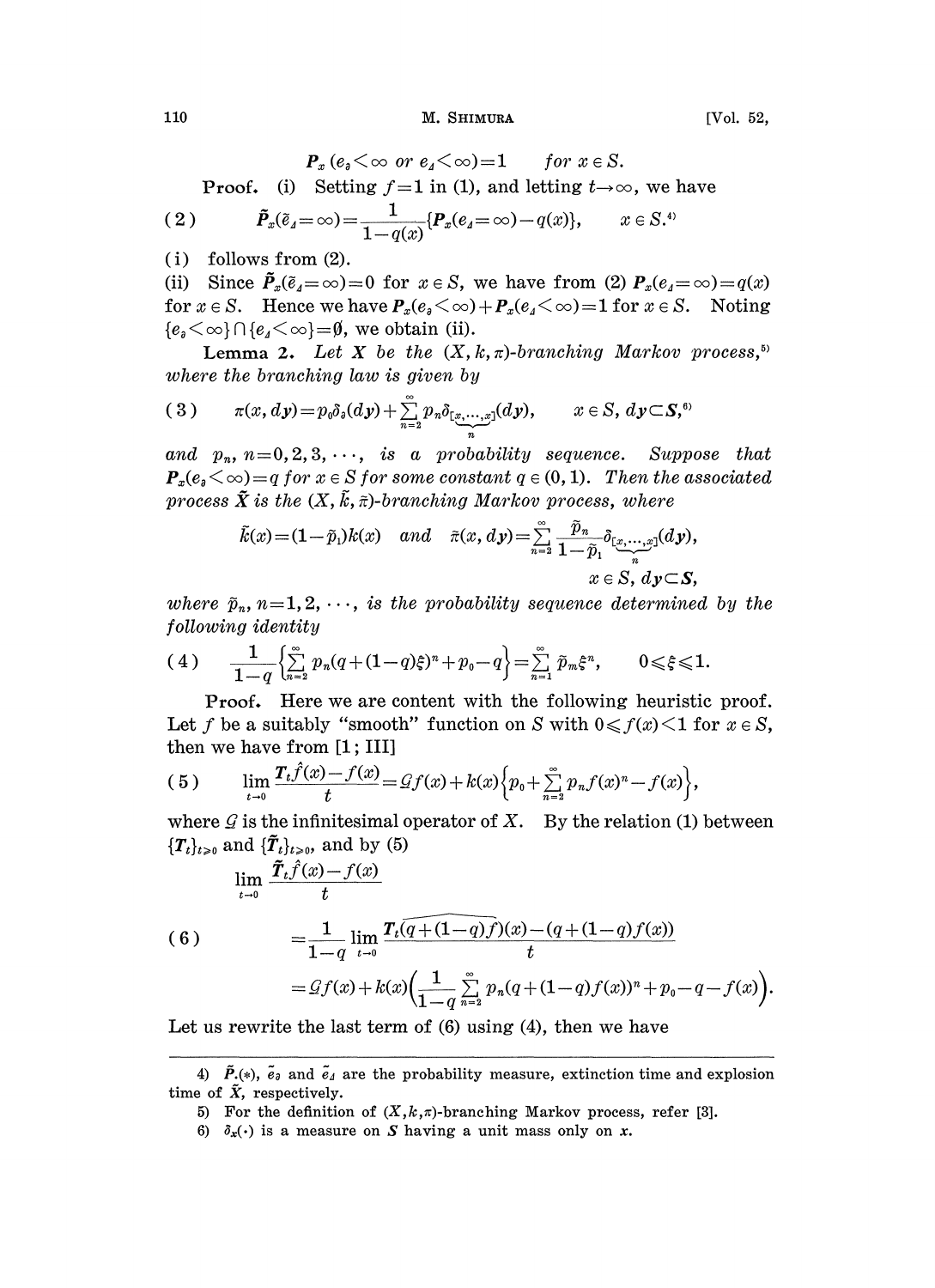$$\boldsymbol{P}_x(e_\partial < \infty \text{ or } e_\Delta < \infty) = 1 \qquad \text{for } x \in S.$$

**Proof.** (i) Setting $f=1$ in (1), and letting $t \to \infty$, we have

$$\tilde{\boldsymbol{P}}_x(\tilde{e}_\Delta = \infty) = \frac{1}{1-q(x)}\{\boldsymbol{P}_x(e_\Delta = \infty) - q(x)\}, \qquad x \in S.^{4)} \tag{2}$$

(i) follows from (2).

(ii) Since $\tilde{\boldsymbol{P}}_x(\tilde{e}_\Delta = \infty) = 0$ for $x \in S$, we have from (2) $\boldsymbol{P}_x(e_\Delta = \infty) = q(x)$ for $x \in S$. Hence we have $\boldsymbol{P}_x(e_\partial < \infty) + \boldsymbol{P}_x(e_\Delta < \infty) = 1$ for $x \in S$. Noting $\{e_\partial < \infty\} \cap \{e_\Delta < \infty\} = \emptyset$, we obtain (ii).

**Lemma 2.** *Let $X$ be the $(X, k, \pi)$-branching Markov process,*[5] *where the branching law is given by*

$$\pi(x, d\boldsymbol{y}) = p_0 \delta_\partial(d\boldsymbol{y}) + \sum_{n=2}^{\infty} p_n \delta_{[\underbrace{x, \cdots, x}_{n}]}(d\boldsymbol{y}), \qquad x \in S,\ d\boldsymbol{y} \subset \boldsymbol{S},^{6)} \tag{3}$$

*and $p_n$, $n = 0, 2, 3, \cdots$, is a probability sequence. Suppose that $\boldsymbol{P}_x(e_\partial < \infty) = q$ for $x \in S$ for some constant $q \in (0,1)$. Then the associated process $\tilde{X}$ is the $(X, \tilde{k}, \tilde{\pi})$-branching Markov process, where*

$$\tilde{k}(x) = (1 - \tilde{p}_1) k(x) \quad \text{and} \quad \tilde{\pi}(x, d\boldsymbol{y}) = \sum_{n=2}^{\infty} \frac{\tilde{p}_n}{1 - \tilde{p}_1} \delta_{[\underbrace{x, \cdots, x}_{n}]}(d\boldsymbol{y}),$$
$$x \in S,\ d\boldsymbol{y} \subset \boldsymbol{S},$$

*where $\tilde{p}_n$, $n = 1, 2, \cdots$, is the probability sequence determined by the following identity*

$$\frac{1}{1-q}\left\{\sum_{n=2}^{\infty} p_n (q + (1-q)\xi)^n + p_0 - q\right\} = \sum_{n=1}^{\infty} \tilde{p}_m \xi^n, \qquad 0 \leqslant \xi \leqslant 1. \tag{4}$$

**Proof.** Here we are content with the following heuristic proof. Let $f$ be a suitably "smooth" function on $S$ with $0 \leqslant f(x) < 1$ for $x \in S$, then we have from [1; III]

$$\lim_{t \to 0} \frac{\boldsymbol{T}_t \hat{f}(x) - f(x)}{t} = \mathcal{G} f(x) + k(x)\left\{p_0 + \sum_{n=2}^{\infty} p_n f(x)^n - f(x)\right\}, \tag{5}$$

where $\mathcal{G}$ is the infinitesimal operator of $X$. By the relation (1) between $\{\boldsymbol{T}_t\}_{t \geqslant 0}$ and $\{\tilde{\boldsymbol{T}}_t\}_{t \geqslant 0}$, and by (5)

$$\begin{aligned}
&\lim_{t \to 0} \frac{\tilde{\boldsymbol{T}}_t \hat{f}(x) - f(x)}{t} \\
&= \frac{1}{1-q} \lim_{t \to 0} \frac{\boldsymbol{T}_t \widehat{(q + (1-q) f)}(x) - (q + (1-q) f(x))}{t} \qquad (6) \\
&= \mathcal{G} f(x) + k(x)\left(\frac{1}{1-q} \sum_{n=2}^{\infty} p_n (q + (1-q) f(x))^n + p_0 - q - f(x)\right).
\end{aligned}$$

Let us rewrite the last term of (6) using (4), then we have

---

4) $\tilde{\boldsymbol{P}}_\cdot(*)$, $\tilde{e}_\partial$ and $\tilde{e}_\Delta$ are the probability measure, extinction time and explosion time of $\tilde{X}$, respectively.

5) For the definition of $(X, k, \pi)$-branching Markov process, refer [3].

6) $\delta_x(\cdot)$ is a measure on $\boldsymbol{S}$ having a unit mass only on $x$.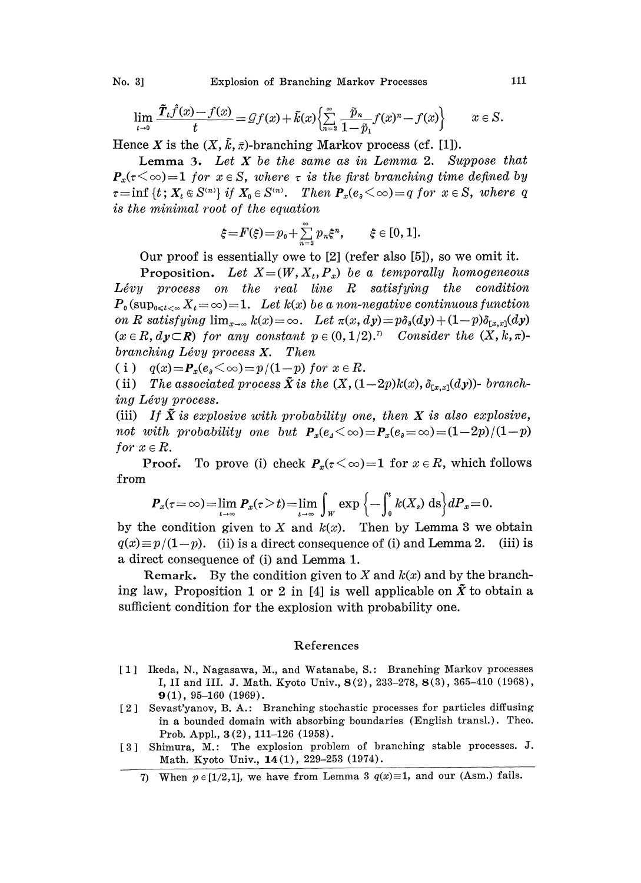$$\lim_{t\to 0}\frac{\tilde{T}_t\hat{f}(x)-f(x)}{t}=\mathcal{G}f(x)+\tilde{k}(x)\left\{\sum_{n=2}^{\infty}\frac{\tilde{p}_n}{1-\tilde{p}_1}f(x)^n-f(x)\right\}\qquad x\in S.$$

Hence $\boldsymbol{X}$ is the $(X,\tilde{k},\tilde{\pi})$-branching Markov process (cf. [1]).

**Lemma 3.** *Let $\boldsymbol{X}$ be the same as in Lemma 2. Suppose that $\boldsymbol{P}_x(\tau<\infty)=1$ for $x\in S$, where $\tau$ is the first branching time defined by $\tau=\inf\{t;\, \boldsymbol{X}_t\notin S^{(n)}\}$ if $\boldsymbol{X}_0\in S^{(n)}$. Then $\boldsymbol{P}_x(e_\partial<\infty)=q$ for $x\in S$, where $q$ is the minimal root of the equation*

$$\xi=F(\xi)=p_0+\sum_{n=2}^{\infty}p_n\xi^n,\qquad \xi\in[0,1].$$

Our proof is essentially owe to [2] (refer also [5]), so we omit it.

**Proposition.** *Let $X=(W,X_t,P_x)$ be a temporally homogeneous Lévy process on the real line $R$ satisfying the condition $P_0(\sup_{0\leq t<\infty}X_t=\infty)=1$. Let $k(x)$ be a non-negative continuous function on $R$ satisfying $\lim_{x\to\infty}k(x)=\infty$. Let $\pi(x,dy)=p\delta_\partial(dy)+(1-p)\delta_{[x,x]}(dy)$ $(x\in R,\, dy\subset \boldsymbol{R})$ for any constant $p\in(0,1/2)$.*[7] *Consider the $(X,k,\pi)$-branching Lévy process $\boldsymbol{X}$. Then*

(i) *$q(x)=\boldsymbol{P}_x(e_\partial<\infty)=p/(1-p)$ for $x\in R$.*

(ii) *The associated process $\tilde{\boldsymbol{X}}$ is the $(X,(1-2p)k(x),\delta_{[x,x]}(dy))$- branching Lévy process.*

(iii) *If $\tilde{\boldsymbol{X}}$ is explosive with probability one, then $\boldsymbol{X}$ is also explosive, not with probability one but $\boldsymbol{P}_x(e_\Delta<\infty)=\boldsymbol{P}_x(e_\partial=\infty)=(1-2p)/(1-p)$ for $x\in R$.*

**Proof.** To prove (i) check $\boldsymbol{P}_x(\tau<\infty)=1$ for $x\in R$, which follows from

$$\boldsymbol{P}_x(\tau=\infty)=\lim_{t\to\infty}\boldsymbol{P}_x(\tau>t)=\lim_{t\to\infty}\int_W \exp\left\{-\int_0^t k(X_s)\,\mathrm{d}s\right\}dP_x=0.$$

by the condition given to $X$ and $k(x)$. Then by Lemma 3 we obtain $q(x)\equiv p/(1-p)$. (ii) is a direct consequence of (i) and Lemma 2. (iii) is a direct consequence of (i) and Lemma 1.

**Remark.** By the condition given to $X$ and $k(x)$ and by the branching law, Proposition 1 or 2 in [4] is well applicable on $\tilde{\boldsymbol{X}}$ to obtain a sufficient condition for the explosion with probability one.

## References

[1] Ikeda, N., Nagasawa, M., and Watanabe, S.: Branching Markov processes I, II and III. J. Math. Kyoto Univ., **8**(2), 233–278, **8**(3), 365–410 (1968), **9**(1), 95–160 (1969).

[2] Sevast'yanov, B. A.: Branching stochastic processes for particles diffusing in a bounded domain with absorbing boundaries (English transl.). Theo. Prob. Appl., **3**(2), 111–126 (1958).

[3] Shimura, M.: The explosion problem of branching stable processes. J. Math. Kyoto Univ., **14**(1), 229–253 (1974).

---

7) When $p\in[1/2,1]$, we have from Lemma 3 $q(x)\equiv 1$, and our (Asm.) fails.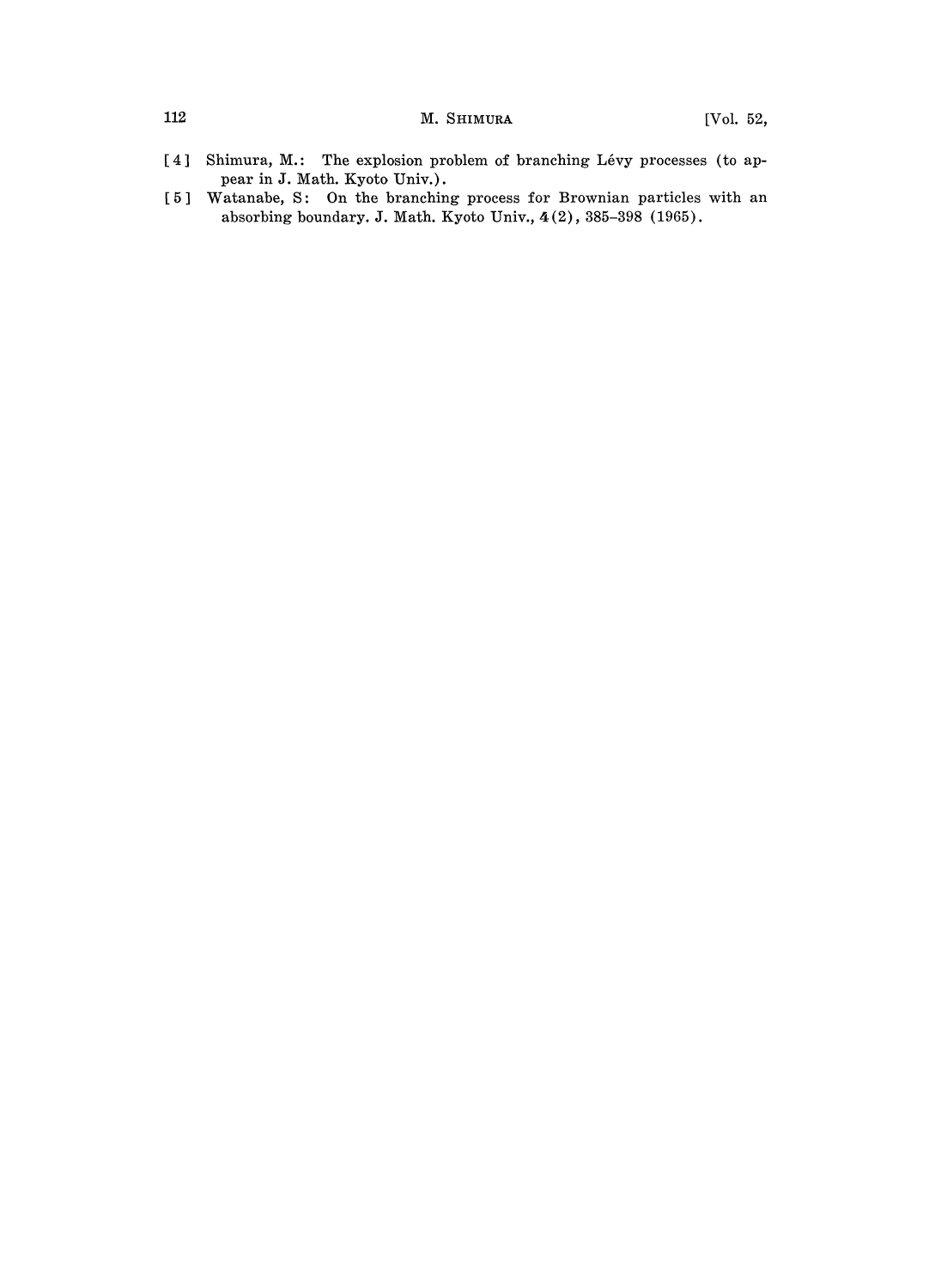[4] Shimura, M.: The explosion problem of branching Lévy processes (to appear in J. Math. Kyoto Univ.).

[5] Watanabe, S: On the branching process for Brownian particles with an absorbing boundary. J. Math. Kyoto Univ., 4(2), 385–398 (1965).